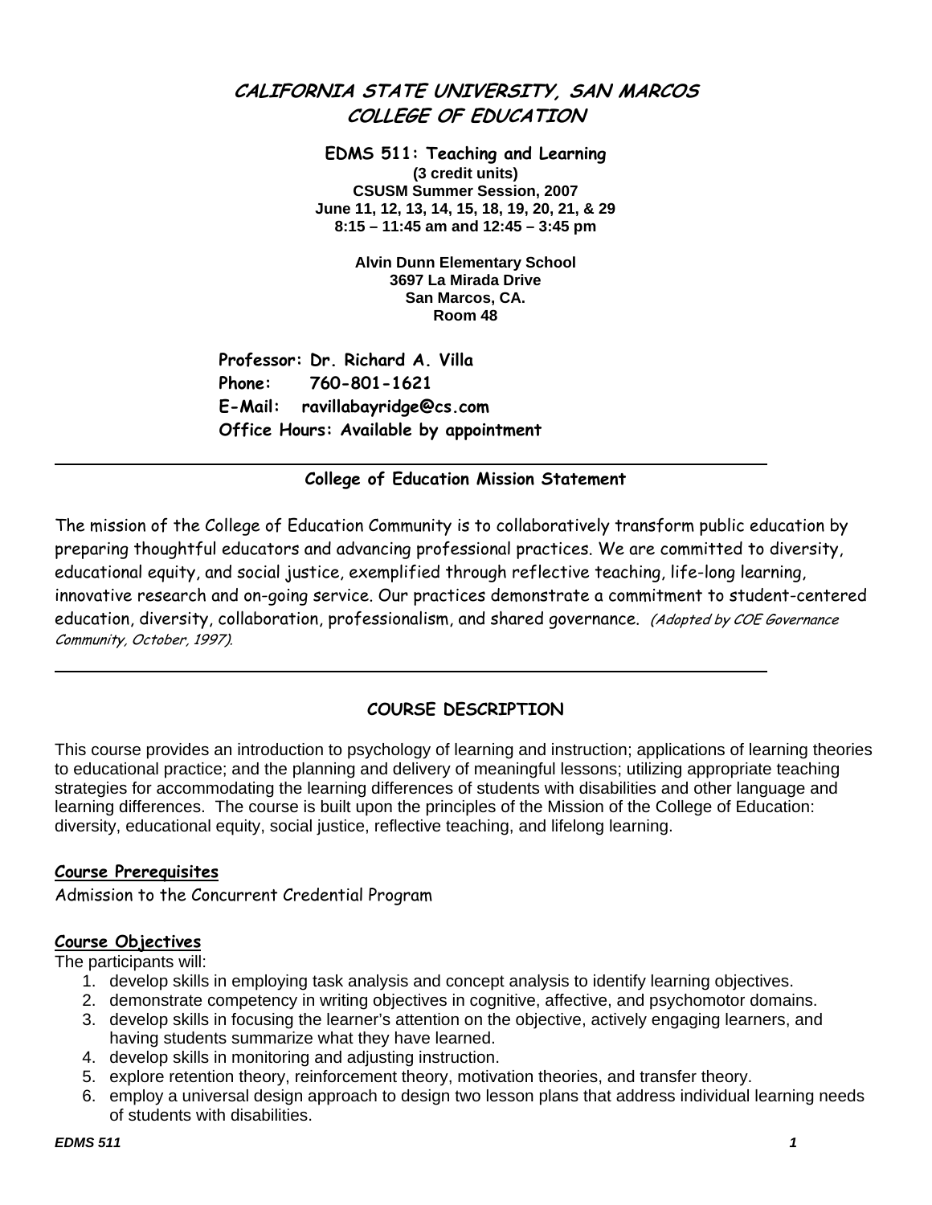# CALIFORNIA STATE UNIVERSITY, SAN MARCOS
# COLLEGE OF EDUCATION

**EDMS 511: Teaching and Learning**
**(3 credit units)**
**CSUSM Summer Session, 2007**
**June 11, 12, 13, 14, 15, 18, 19, 20, 21, & 29**
**8:15 – 11:45 am and 12:45 – 3:45 pm**

**Alvin Dunn Elementary School**
**3697 La Mirada Drive**
**San Marcos, CA.**
**Room 48**

**Professor: Dr. Richard A. Villa**
**Phone: 760-801-1621**
**E-Mail: ravillabayridge@cs.com**
**Office Hours: Available by appointment**

---

## College of Education Mission Statement

The mission of the College of Education Community is to collaboratively transform public education by preparing thoughtful educators and advancing professional practices. We are committed to diversity, educational equity, and social justice, exemplified through reflective teaching, life-long learning, innovative research and on-going service. Our practices demonstrate a commitment to student-centered education, diversity, collaboration, professionalism, and shared governance. *(Adopted by COE Governance Community, October, 1997).*

---

## COURSE DESCRIPTION

This course provides an introduction to psychology of learning and instruction; applications of learning theories to educational practice; and the planning and delivery of meaningful lessons; utilizing appropriate teaching strategies for accommodating the learning differences of students with disabilities and other language and learning differences. The course is built upon the principles of the Mission of the College of Education: diversity, educational equity, social justice, reflective teaching, and lifelong learning.

### Course Prerequisites

Admission to the Concurrent Credential Program

### Course Objectives

The participants will:

1. develop skills in employing task analysis and concept analysis to identify learning objectives.
2. demonstrate competency in writing objectives in cognitive, affective, and psychomotor domains.
3. develop skills in focusing the learner's attention on the objective, actively engaging learners, and having students summarize what they have learned.
4. develop skills in monitoring and adjusting instruction.
5. explore retention theory, reinforcement theory, motivation theories, and transfer theory.
6. employ a universal design approach to design two lesson plans that address individual learning needs of students with disabilities.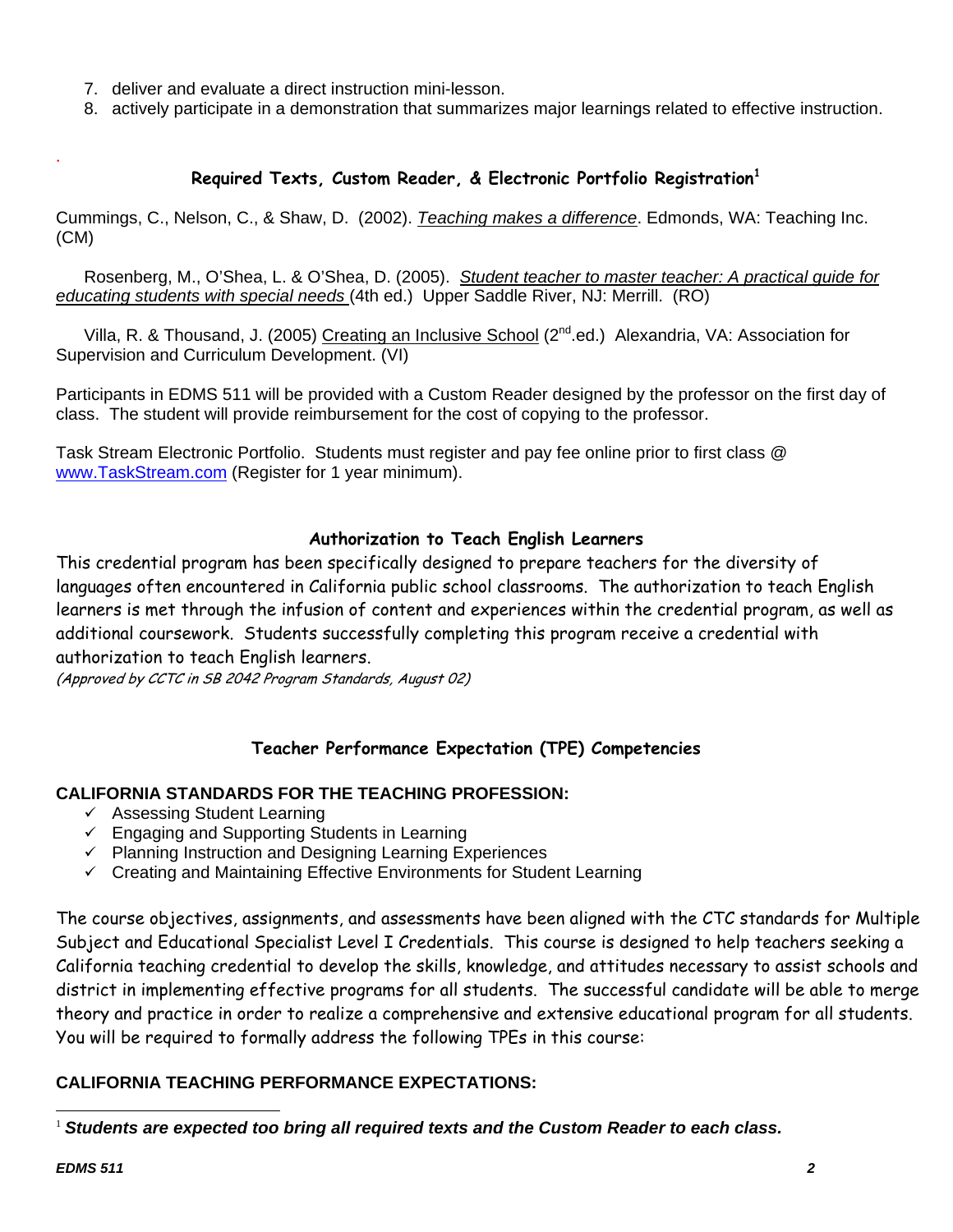7. deliver and evaluate a direct instruction mini-lesson.
8. actively participate in a demonstration that summarizes major learnings related to effective instruction.

## Required Texts, Custom Reader, & Electronic Portfolio Registration[1]

Cummings, C., Nelson, C., & Shaw, D. (2002). *Teaching makes a difference*. Edmonds, WA: Teaching Inc. (CM)

Rosenberg, M., O'Shea, L. & O'Shea, D. (2005). *Student teacher to master teacher: A practical guide for educating students with special needs* (4th ed.) Upper Saddle River, NJ: Merrill. (RO)

Villa, R. & Thousand, J. (2005) Creating an Inclusive School (2nd.ed.) Alexandria, VA: Association for Supervision and Curriculum Development. (VI)

Participants in EDMS 511 will be provided with a Custom Reader designed by the professor on the first day of class. The student will provide reimbursement for the cost of copying to the professor.

Task Stream Electronic Portfolio. Students must register and pay fee online prior to first class @ www.TaskStream.com (Register for 1 year minimum).

## Authorization to Teach English Learners

This credential program has been specifically designed to prepare teachers for the diversity of languages often encountered in California public school classrooms. The authorization to teach English learners is met through the infusion of content and experiences within the credential program, as well as additional coursework. Students successfully completing this program receive a credential with authorization to teach English learners.

*(Approved by CCTC in SB 2042 Program Standards, August 02)*

## Teacher Performance Expectation (TPE) Competencies

**CALIFORNIA STANDARDS FOR THE TEACHING PROFESSION:**

- ✓ Assessing Student Learning
- ✓ Engaging and Supporting Students in Learning
- ✓ Planning Instruction and Designing Learning Experiences
- ✓ Creating and Maintaining Effective Environments for Student Learning

The course objectives, assignments, and assessments have been aligned with the CTC standards for Multiple Subject and Educational Specialist Level I Credentials. This course is designed to help teachers seeking a California teaching credential to develop the skills, knowledge, and attitudes necessary to assist schools and district in implementing effective programs for all students. The successful candidate will be able to merge theory and practice in order to realize a comprehensive and extensive educational program for all students. You will be required to formally address the following TPEs in this course:

**CALIFORNIA TEACHING PERFORMANCE EXPECTATIONS:**

---

[1] ***Students are expected too bring all required texts and the Custom Reader to each class.***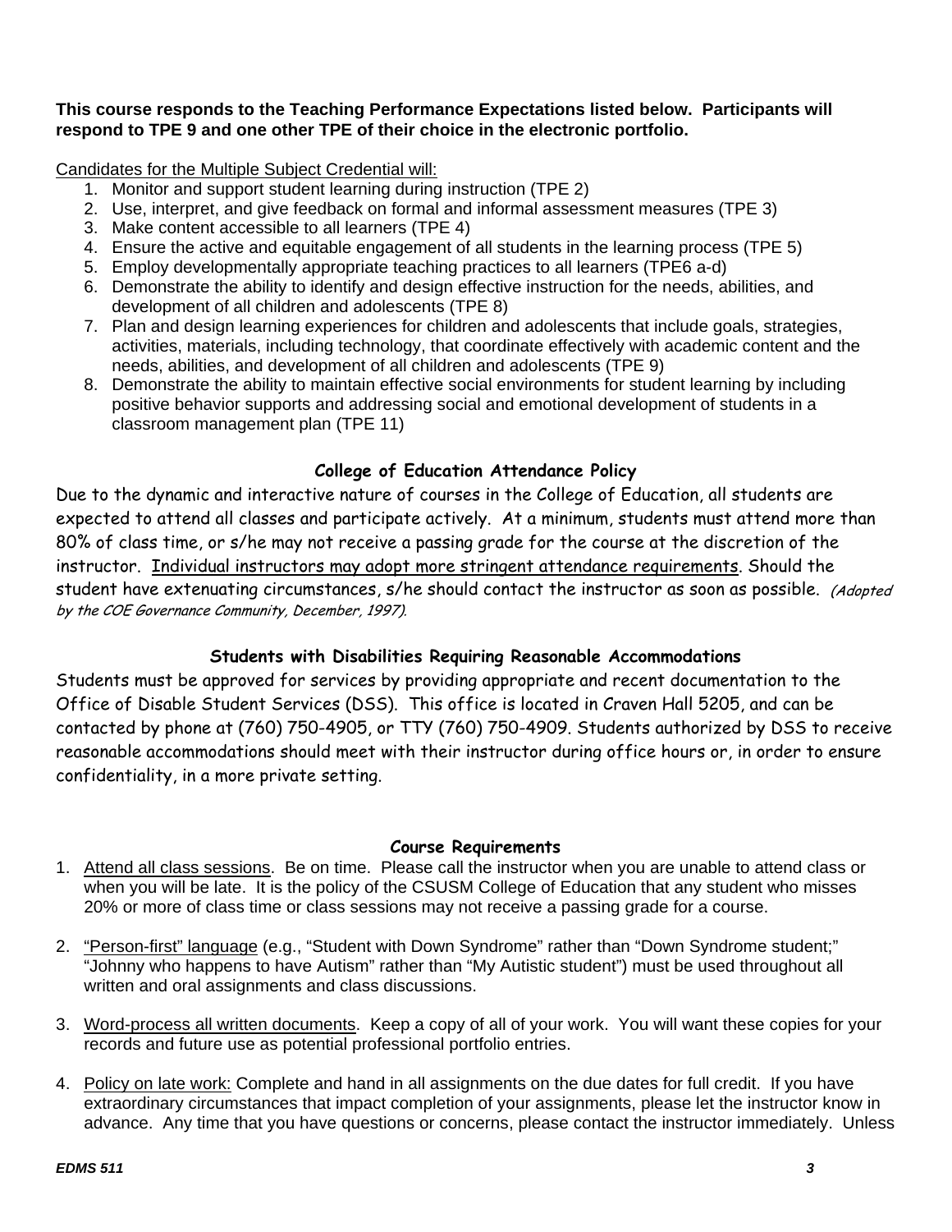**This course responds to the Teaching Performance Expectations listed below. Participants will respond to TPE 9 and one other TPE of their choice in the electronic portfolio.**

Candidates for the Multiple Subject Credential will:

1. Monitor and support student learning during instruction (TPE 2)
2. Use, interpret, and give feedback on formal and informal assessment measures (TPE 3)
3. Make content accessible to all learners (TPE 4)
4. Ensure the active and equitable engagement of all students in the learning process (TPE 5)
5. Employ developmentally appropriate teaching practices to all learners (TPE6 a-d)
6. Demonstrate the ability to identify and design effective instruction for the needs, abilities, and development of all children and adolescents (TPE 8)
7. Plan and design learning experiences for children and adolescents that include goals, strategies, activities, materials, including technology, that coordinate effectively with academic content and the needs, abilities, and development of all children and adolescents (TPE 9)
8. Demonstrate the ability to maintain effective social environments for student learning by including positive behavior supports and addressing social and emotional development of students in a classroom management plan (TPE 11)

### College of Education Attendance Policy

Due to the dynamic and interactive nature of courses in the College of Education, all students are expected to attend all classes and participate actively. At a minimum, students must attend more than 80% of class time, or s/he may not receive a passing grade for the course at the discretion of the instructor. Individual instructors may adopt more stringent attendance requirements. Should the student have extenuating circumstances, s/he should contact the instructor as soon as possible. *(Adopted by the COE Governance Community, December, 1997).*

### Students with Disabilities Requiring Reasonable Accommodations

Students must be approved for services by providing appropriate and recent documentation to the Office of Disable Student Services (DSS). This office is located in Craven Hall 5205, and can be contacted by phone at (760) 750-4905, or TTY (760) 750-4909. Students authorized by DSS to receive reasonable accommodations should meet with their instructor during office hours or, in order to ensure confidentiality, in a more private setting.

### Course Requirements

1. Attend all class sessions. Be on time. Please call the instructor when you are unable to attend class or when you will be late. It is the policy of the CSUSM College of Education that any student who misses 20% or more of class time or class sessions may not receive a passing grade for a course.

2. "Person-first" language (e.g., "Student with Down Syndrome" rather than "Down Syndrome student;" "Johnny who happens to have Autism" rather than "My Autistic student") must be used throughout all written and oral assignments and class discussions.

3. Word-process all written documents. Keep a copy of all of your work. You will want these copies for your records and future use as potential professional portfolio entries.

4. Policy on late work: Complete and hand in all assignments on the due dates for full credit. If you have extraordinary circumstances that impact completion of your assignments, please let the instructor know in advance. Any time that you have questions or concerns, please contact the instructor immediately. Unless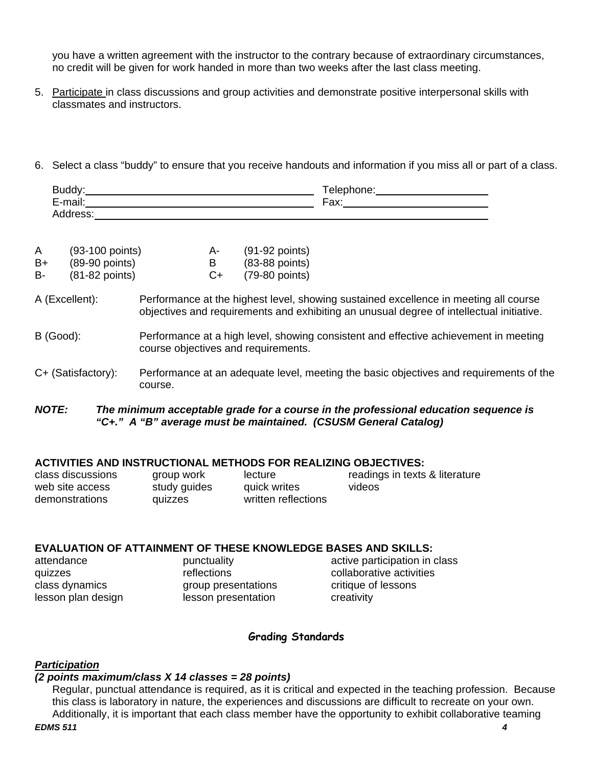you have a written agreement with the instructor to the contrary because of extraordinary circumstances, no credit will be given for work handed in more than two weeks after the last class meeting.

5. Participate in class discussions and group activities and demonstrate positive interpersonal skills with classmates and instructors.

6. Select a class "buddy" to ensure that you receive handouts and information if you miss all or part of a class.

   Buddy: ______________________________ Telephone: ____________________
   E-mail: ______________________________ Fax: ________________________
   Address: ______________________________________________________

| | | | |
|---|---|---|---|
| A | (93-100 points) | A- | (91-92 points) |
| B+ | (89-90 points) | B | (83-88 points) |
| B- | (81-82 points) | C+ | (79-80 points) |

A (Excellent): Performance at the highest level, showing sustained excellence in meeting all course objectives and requirements and exhibiting an unusual degree of intellectual initiative.

B (Good): Performance at a high level, showing consistent and effective achievement in meeting course objectives and requirements.

C+ (Satisfactory): Performance at an adequate level, meeting the basic objectives and requirements of the course.

***NOTE: The minimum acceptable grade for a course in the professional education sequence is "C+." A "B" average must be maintained. (CSUSM General Catalog)***

**ACTIVITIES AND INSTRUCTIONAL METHODS FOR REALIZING OBJECTIVES:**

| | | | |
|---|---|---|---|
| class discussions | group work | lecture | readings in texts & literature |
| web site access | study guides | quick writes | videos |
| demonstrations | quizzes | written reflections | |

**EVALUATION OF ATTAINMENT OF THESE KNOWLEDGE BASES AND SKILLS:**

| | | |
|---|---|---|
| attendance | punctuality | active participation in class |
| quizzes | reflections | collaborative activities |
| class dynamics | group presentations | critique of lessons |
| lesson plan design | lesson presentation | creativity |

## Grading Standards

***Participation***

***(2 points maximum/class X 14 classes = 28 points)***

Regular, punctual attendance is required, as it is critical and expected in the teaching profession. Because this class is laboratory in nature, the experiences and discussions are difficult to recreate on your own. Additionally, it is important that each class member have the opportunity to exhibit collaborative teaming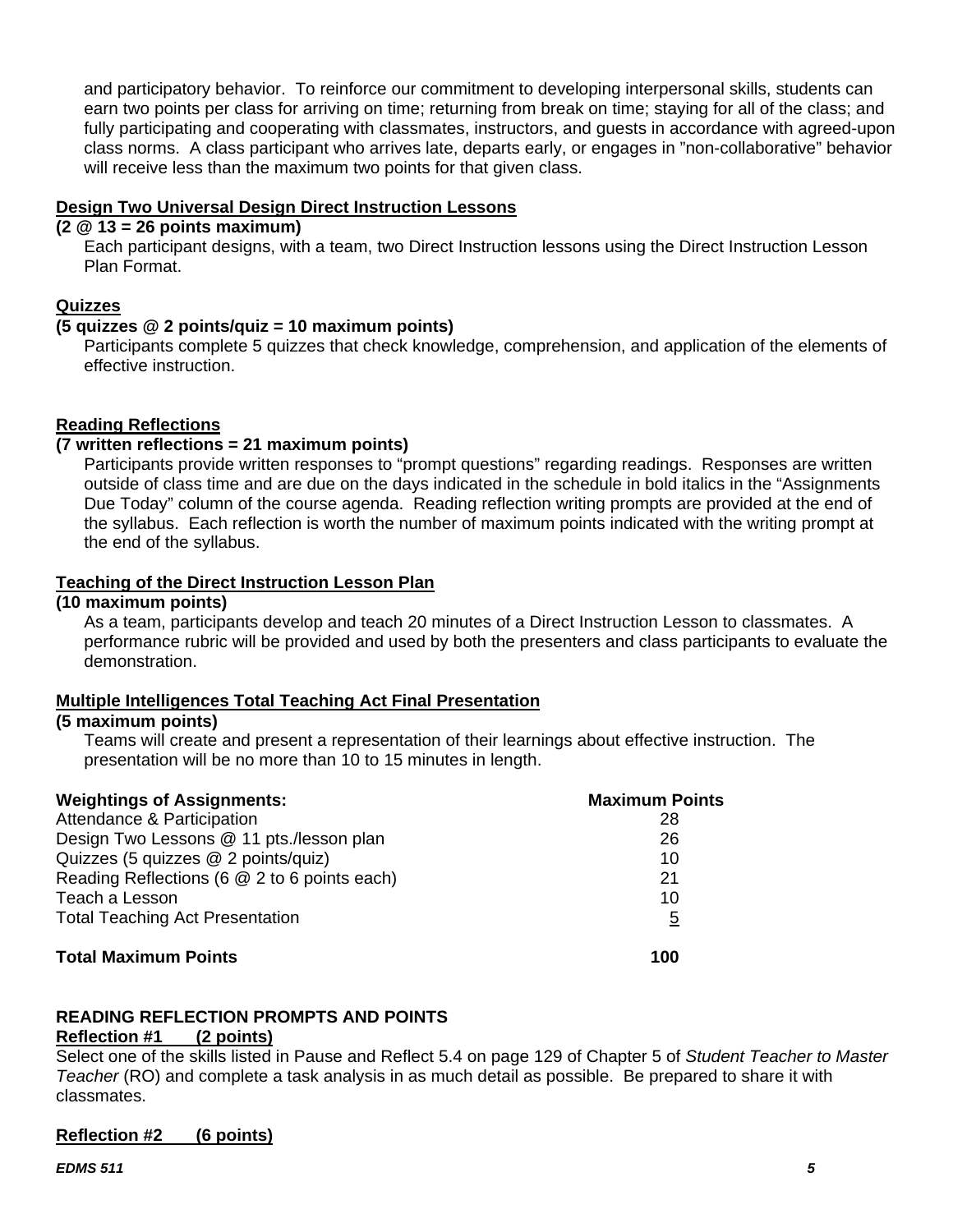and participatory behavior. To reinforce our commitment to developing interpersonal skills, students can earn two points per class for arriving on time; returning from break on time; staying for all of the class; and fully participating and cooperating with classmates, instructors, and guests in accordance with agreed-upon class norms. A class participant who arrives late, departs early, or engages in "non-collaborative" behavior will receive less than the maximum two points for that given class.

**Design Two Universal Design Direct Instruction Lessons**

**(2 @ 13 = 26 points maximum)**

Each participant designs, with a team, two Direct Instruction lessons using the Direct Instruction Lesson Plan Format.

**Quizzes**

**(5 quizzes @ 2 points/quiz = 10 maximum points)**

Participants complete 5 quizzes that check knowledge, comprehension, and application of the elements of effective instruction.

**Reading Reflections**

**(7 written reflections = 21 maximum points)**

Participants provide written responses to "prompt questions" regarding readings. Responses are written outside of class time and are due on the days indicated in the schedule in bold italics in the "Assignments Due Today" column of the course agenda. Reading reflection writing prompts are provided at the end of the syllabus. Each reflection is worth the number of maximum points indicated with the writing prompt at the end of the syllabus.

**Teaching of the Direct Instruction Lesson Plan**

**(10 maximum points)**

As a team, participants develop and teach 20 minutes of a Direct Instruction Lesson to classmates. A performance rubric will be provided and used by both the presenters and class participants to evaluate the demonstration.

**Multiple Intelligences Total Teaching Act Final Presentation**

**(5 maximum points)**

Teams will create and present a representation of their learnings about effective instruction. The presentation will be no more than 10 to 15 minutes in length.

| **Weightings of Assignments:** | **Maximum Points** |
|---|---|
| Attendance & Participation | 28 |
| Design Two Lessons @ 11 pts./lesson plan | 26 |
| Quizzes (5 quizzes @ 2 points/quiz) | 10 |
| Reading Reflections (6 @ 2 to 6 points each) | 21 |
| Teach a Lesson | 10 |
| Total Teaching Act Presentation | 5 |
| **Total Maximum Points** | **100** |

**READING REFLECTION PROMPTS AND POINTS**

**Reflection #1 (2 points)**

Select one of the skills listed in Pause and Reflect 5.4 on page 129 of Chapter 5 of *Student Teacher to Master Teacher* (RO) and complete a task analysis in as much detail as possible. Be prepared to share it with classmates.

**Reflection #2 (6 points)**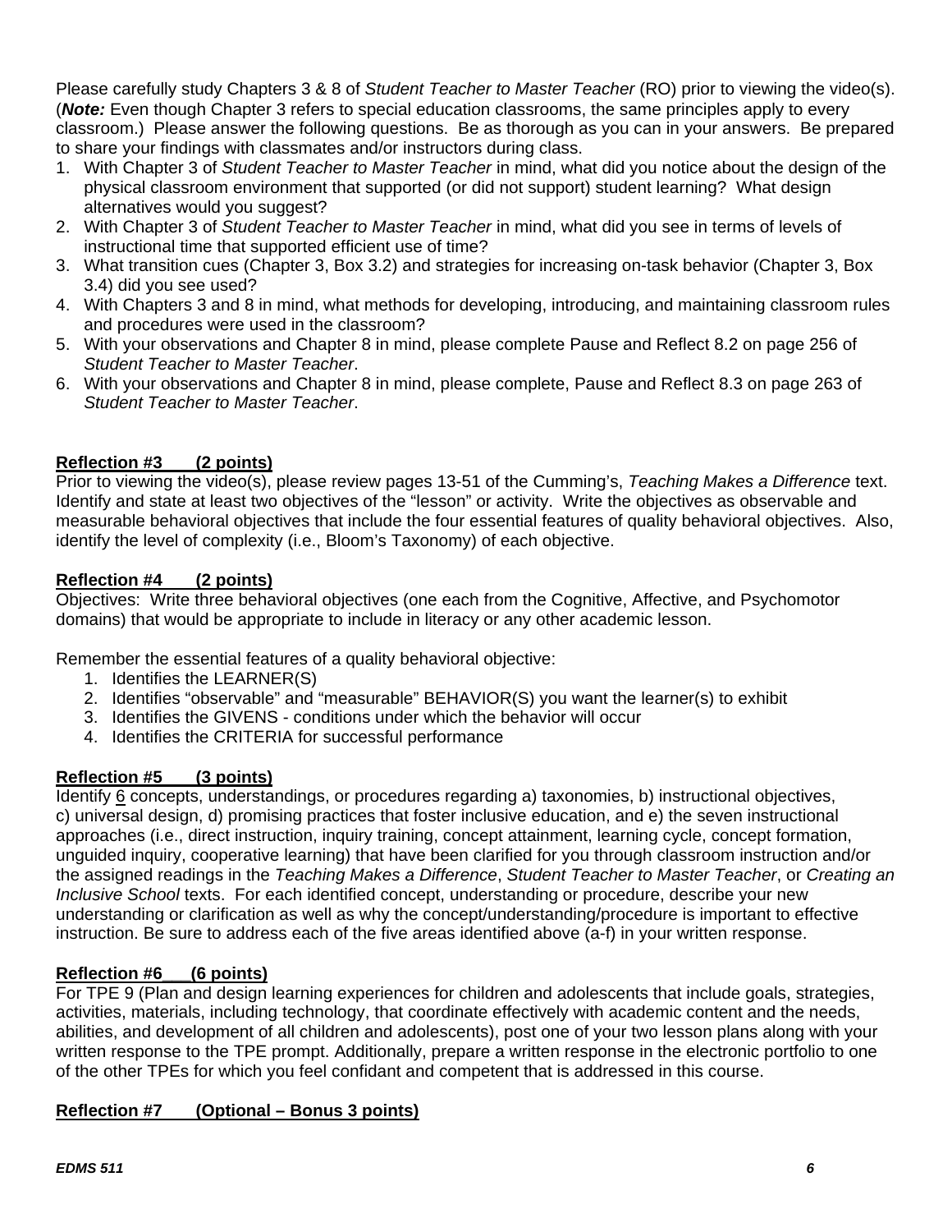Please carefully study Chapters 3 & 8 of *Student Teacher to Master Teacher* (RO) prior to viewing the video(s). (***Note:*** Even though Chapter 3 refers to special education classrooms, the same principles apply to every classroom.) Please answer the following questions. Be as thorough as you can in your answers. Be prepared to share your findings with classmates and/or instructors during class.

1. With Chapter 3 of *Student Teacher to Master Teacher* in mind, what did you notice about the design of the physical classroom environment that supported (or did not support) student learning? What design alternatives would you suggest?
2. With Chapter 3 of *Student Teacher to Master Teacher* in mind, what did you see in terms of levels of instructional time that supported efficient use of time?
3. What transition cues (Chapter 3, Box 3.2) and strategies for increasing on-task behavior (Chapter 3, Box 3.4) did you see used?
4. With Chapters 3 and 8 in mind, what methods for developing, introducing, and maintaining classroom rules and procedures were used in the classroom?
5. With your observations and Chapter 8 in mind, please complete Pause and Reflect 8.2 on page 256 of *Student Teacher to Master Teacher*.
6. With your observations and Chapter 8 in mind, please complete, Pause and Reflect 8.3 on page 263 of *Student Teacher to Master Teacher*.

**Reflection #3 (2 points)**

Prior to viewing the video(s), please review pages 13-51 of the Cumming's, *Teaching Makes a Difference* text. Identify and state at least two objectives of the "lesson" or activity. Write the objectives as observable and measurable behavioral objectives that include the four essential features of quality behavioral objectives. Also, identify the level of complexity (i.e., Bloom's Taxonomy) of each objective.

**Reflection #4 (2 points)**

Objectives: Write three behavioral objectives (one each from the Cognitive, Affective, and Psychomotor domains) that would be appropriate to include in literacy or any other academic lesson.

Remember the essential features of a quality behavioral objective:

1. Identifies the LEARNER(S)
2. Identifies "observable" and "measurable" BEHAVIOR(S) you want the learner(s) to exhibit
3. Identifies the GIVENS - conditions under which the behavior will occur
4. Identifies the CRITERIA for successful performance

**Reflection #5 (3 points)**

Identify 6 concepts, understandings, or procedures regarding a) taxonomies, b) instructional objectives, c) universal design, d) promising practices that foster inclusive education, and e) the seven instructional approaches (i.e., direct instruction, inquiry training, concept attainment, learning cycle, concept formation, unguided inquiry, cooperative learning) that have been clarified for you through classroom instruction and/or the assigned readings in the *Teaching Makes a Difference*, *Student Teacher to Master Teacher*, or *Creating an Inclusive School* texts. For each identified concept, understanding or procedure, describe your new understanding or clarification as well as why the concept/understanding/procedure is important to effective instruction. Be sure to address each of the five areas identified above (a-f) in your written response.

**Reflection #6 (6 points)**

For TPE 9 (Plan and design learning experiences for children and adolescents that include goals, strategies, activities, materials, including technology, that coordinate effectively with academic content and the needs, abilities, and development of all children and adolescents), post one of your two lesson plans along with your written response to the TPE prompt. Additionally, prepare a written response in the electronic portfolio to one of the other TPEs for which you feel confidant and competent that is addressed in this course.

**Reflection #7 (Optional – Bonus 3 points)**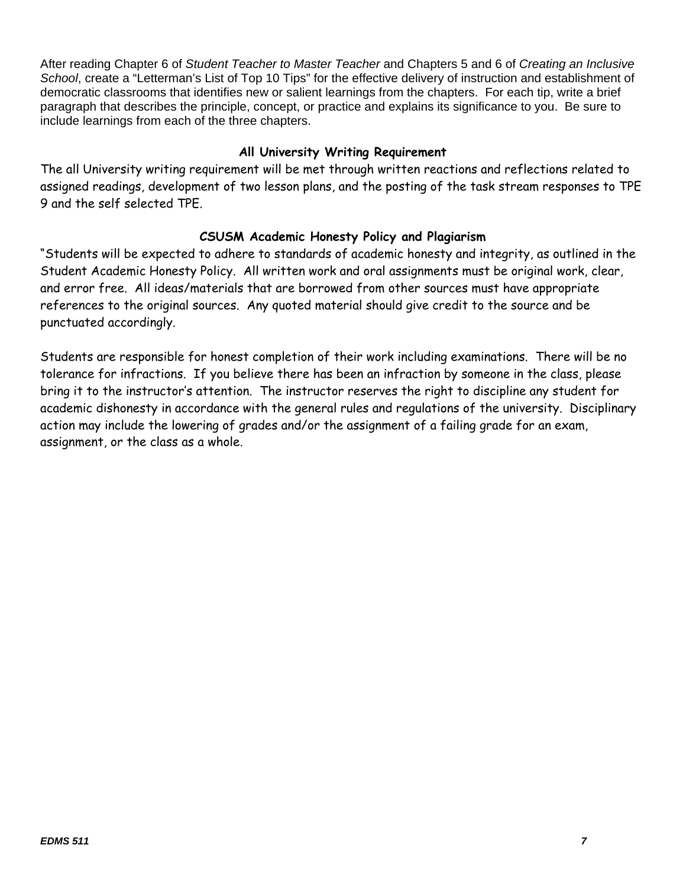After reading Chapter 6 of *Student Teacher to Master Teacher* and Chapters 5 and 6 of *Creating an Inclusive School*, create a "Letterman's List of Top 10 Tips" for the effective delivery of instruction and establishment of democratic classrooms that identifies new or salient learnings from the chapters. For each tip, write a brief paragraph that describes the principle, concept, or practice and explains its significance to you. Be sure to include learnings from each of the three chapters.

### All University Writing Requirement

The all University writing requirement will be met through written reactions and reflections related to assigned readings, development of two lesson plans, and the posting of the task stream responses to TPE 9 and the self selected TPE.

### CSUSM Academic Honesty Policy and Plagiarism

"Students will be expected to adhere to standards of academic honesty and integrity, as outlined in the Student Academic Honesty Policy. All written work and oral assignments must be original work, clear, and error free. All ideas/materials that are borrowed from other sources must have appropriate references to the original sources. Any quoted material should give credit to the source and be punctuated accordingly.

Students are responsible for honest completion of their work including examinations. There will be no tolerance for infractions. If you believe there has been an infraction by someone in the class, please bring it to the instructor's attention. The instructor reserves the right to discipline any student for academic dishonesty in accordance with the general rules and regulations of the university. Disciplinary action may include the lowering of grades and/or the assignment of a failing grade for an exam, assignment, or the class as a whole.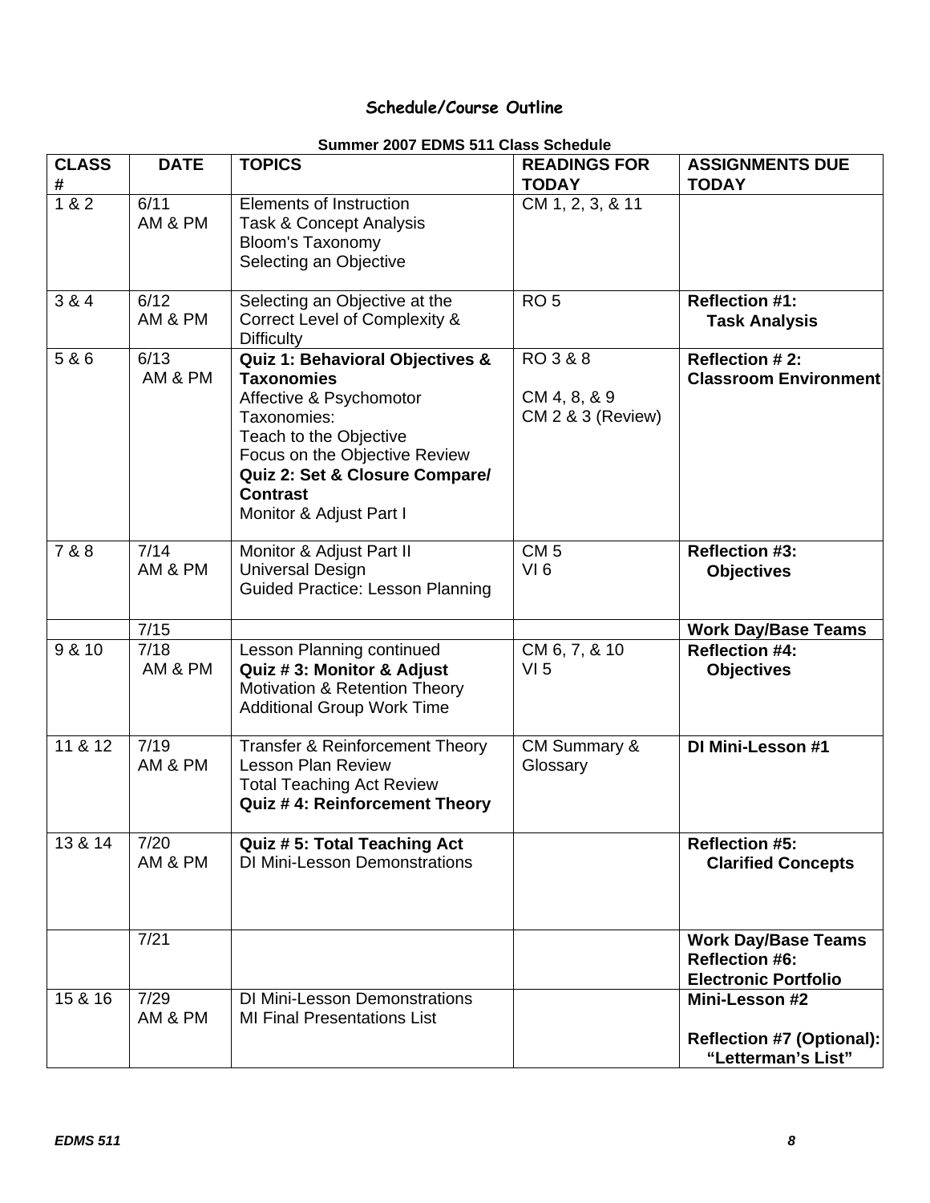## Schedule/Course Outline

**Summer 2007 EDMS 511 Class Schedule**

| CLASS # | DATE | TOPICS | READINGS FOR TODAY | ASSIGNMENTS DUE TODAY |
|---|---|---|---|---|
| 1 & 2 | 6/11 AM & PM | Elements of Instruction<br>Task & Concept Analysis<br>Bloom's Taxonomy<br>Selecting an Objective | CM 1, 2, 3, & 11 | |
| 3 & 4 | 6/12 AM & PM | Selecting an Objective at the Correct Level of Complexity & Difficulty | RO 5 | **Reflection #1: Task Analysis** |
| 5 & 6 | 6/13 AM & PM | **Quiz 1: Behavioral Objectives & Taxonomies**<br>Affective & Psychomotor Taxonomies:<br>Teach to the Objective<br>Focus on the Objective Review<br>**Quiz 2: Set & Closure Compare/ Contrast**<br>Monitor & Adjust Part I | RO 3 & 8<br><br>CM 4, 8, & 9<br>CM 2 & 3 (Review) | **Reflection # 2: Classroom Environment** |
| 7 & 8 | 7/14 AM & PM | Monitor & Adjust Part II<br>Universal Design<br>Guided Practice: Lesson Planning | CM 5<br>VI 6 | **Reflection #3: Objectives** |
| | 7/15 | | | **Work Day/Base Teams** |
| 9 & 10 | 7/18 AM & PM | Lesson Planning continued<br>**Quiz # 3: Monitor & Adjust**<br>Motivation & Retention Theory<br>Additional Group Work Time | CM 6, 7, & 10<br>VI 5 | **Reflection #4: Objectives** |
| 11 & 12 | 7/19 AM & PM | Transfer & Reinforcement Theory<br>Lesson Plan Review<br>Total Teaching Act Review<br>**Quiz # 4: Reinforcement Theory** | CM Summary & Glossary | **DI Mini-Lesson #1** |
| 13 & 14 | 7/20 AM & PM | **Quiz # 5: Total Teaching Act**<br>DI Mini-Lesson Demonstrations | | **Reflection #5: Clarified Concepts** |
| | 7/21 | | | **Work Day/Base Teams**<br>**Reflection #6: Electronic Portfolio** |
| 15 & 16 | 7/29 AM & PM | DI Mini-Lesson Demonstrations<br>MI Final Presentations List | | **Mini-Lesson #2**<br><br>**Reflection #7 (Optional): "Letterman's List"** |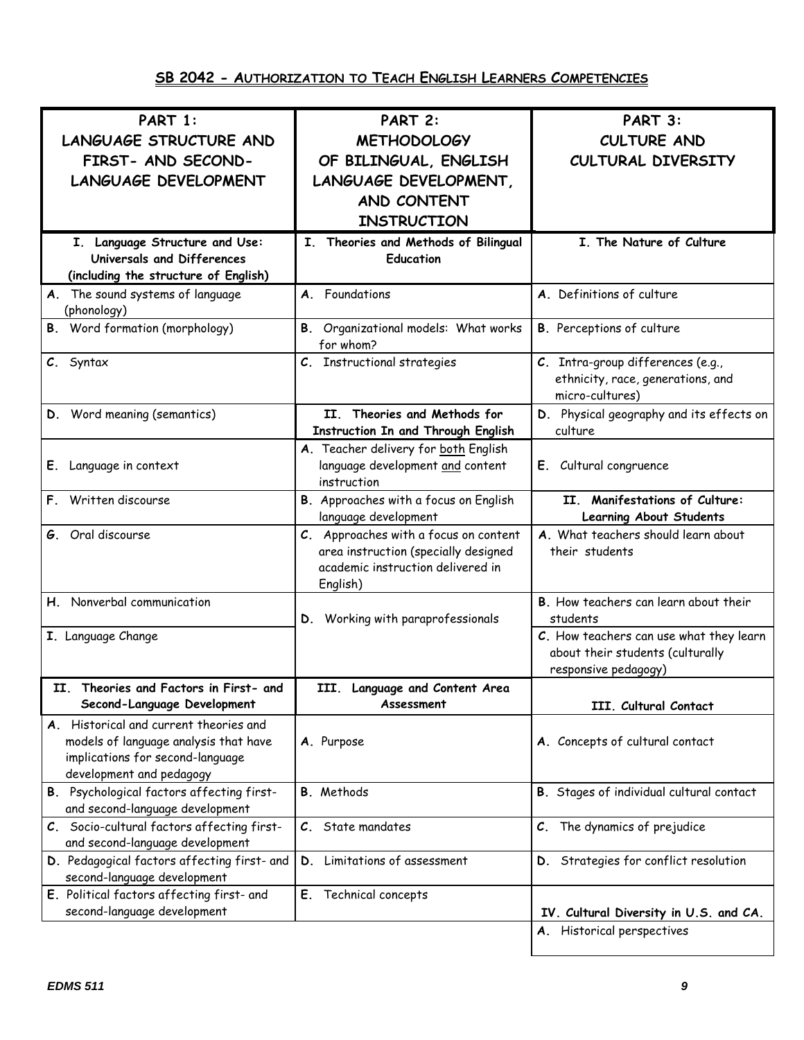## SB 2042 - AUTHORIZATION TO TEACH ENGLISH LEARNERS COMPETENCIES

| PART 1: LANGUAGE STRUCTURE AND FIRST- AND SECOND-LANGUAGE DEVELOPMENT | PART 2: METHODOLOGY OF BILINGUAL, ENGLISH LANGUAGE DEVELOPMENT, AND CONTENT INSTRUCTION | PART 3: CULTURE AND CULTURAL DIVERSITY |
|---|---|---|
| **I. Language Structure and Use: Universals and Differences (including the structure of English)** | **I. Theories and Methods of Bilingual Education** | **I. The Nature of Culture** |
| **A.** The sound systems of language (phonology) | **A.** Foundations | **A.** Definitions of culture |
| **B.** Word formation (morphology) | **B.** Organizational models: What works for whom? | **B.** Perceptions of culture |
| **C.** Syntax | **C.** Instructional strategies | **C.** Intra-group differences (e.g., ethnicity, race, generations, and micro-cultures) |
| **D.** Word meaning (semantics) | **II. Theories and Methods for Instruction In and Through English** | **D.** Physical geography and its effects on culture |
| **E.** Language in context | **A.** Teacher delivery for both English language development and content instruction | **E.** Cultural congruence |
| **F.** Written discourse | **B.** Approaches with a focus on English language development | **II. Manifestations of Culture: Learning About Students** |
| **G.** Oral discourse | **C.** Approaches with a focus on content area instruction (specially designed academic instruction delivered in English) | **A.** What teachers should learn about their students |
| **H.** Nonverbal communication | **D.** Working with paraprofessionals | **B.** How teachers can learn about their students |
| **I.** Language Change | | **C.** How teachers can use what they learn about their students (culturally responsive pedagogy) |
| **II. Theories and Factors in First- and Second-Language Development** | **III. Language and Content Area Assessment** | **III. Cultural Contact** |
| **A.** Historical and current theories and models of language analysis that have implications for second-language development and pedagogy | **A.** Purpose | **A.** Concepts of cultural contact |
| **B.** Psychological factors affecting first- and second-language development | **B.** Methods | **B.** Stages of individual cultural contact |
| **C.** Socio-cultural factors affecting first- and second-language development | **C.** State mandates | **C.** The dynamics of prejudice |
| **D.** Pedagogical factors affecting first- and second-language development | **D.** Limitations of assessment | **D.** Strategies for conflict resolution |
| **E.** Political factors affecting first- and second-language development | **E.** Technical concepts | **IV. Cultural Diversity in U.S. and CA.** |
| | | **A.** Historical perspectives |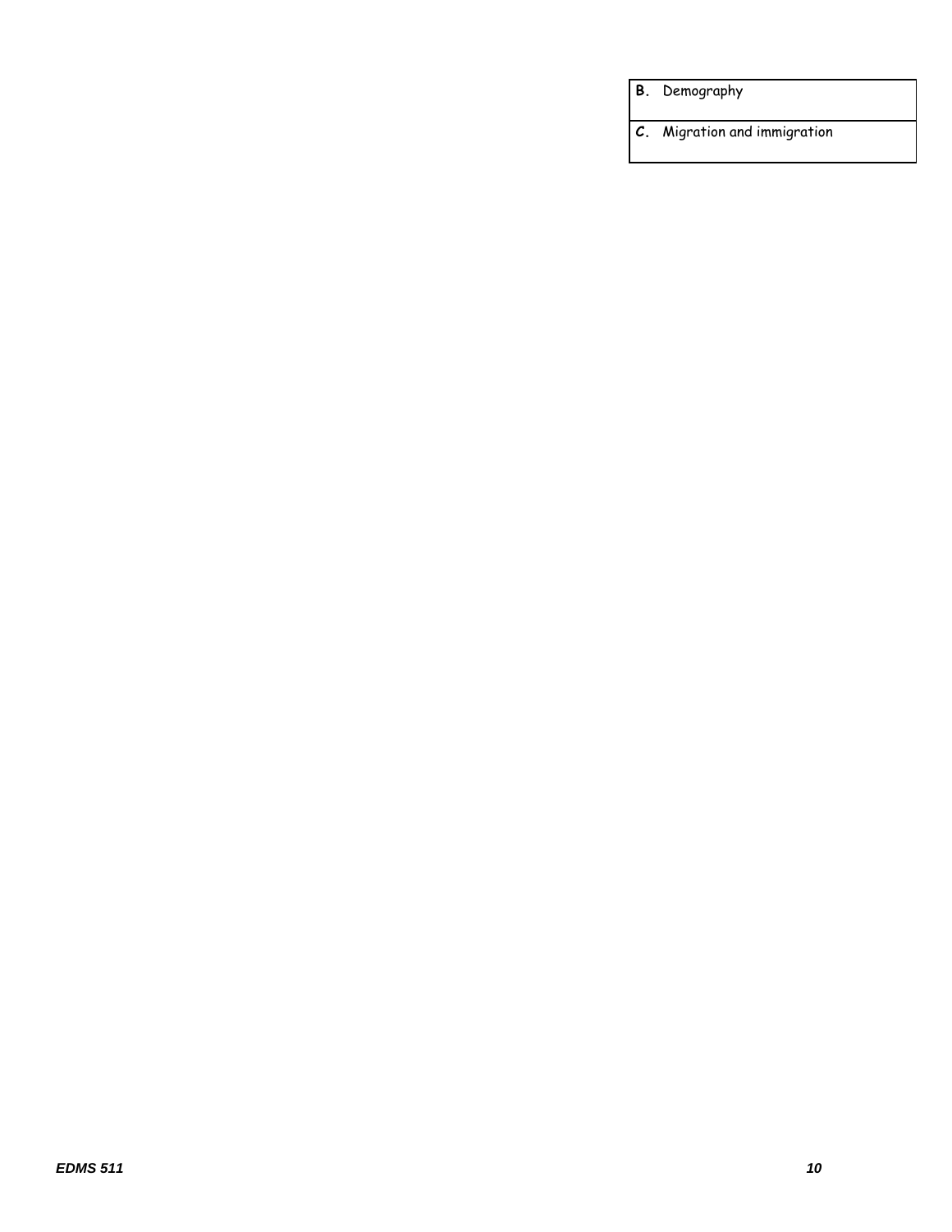| | |
|---|---|
| **B**. | Demography |
| **C.** | Migration and immigration |